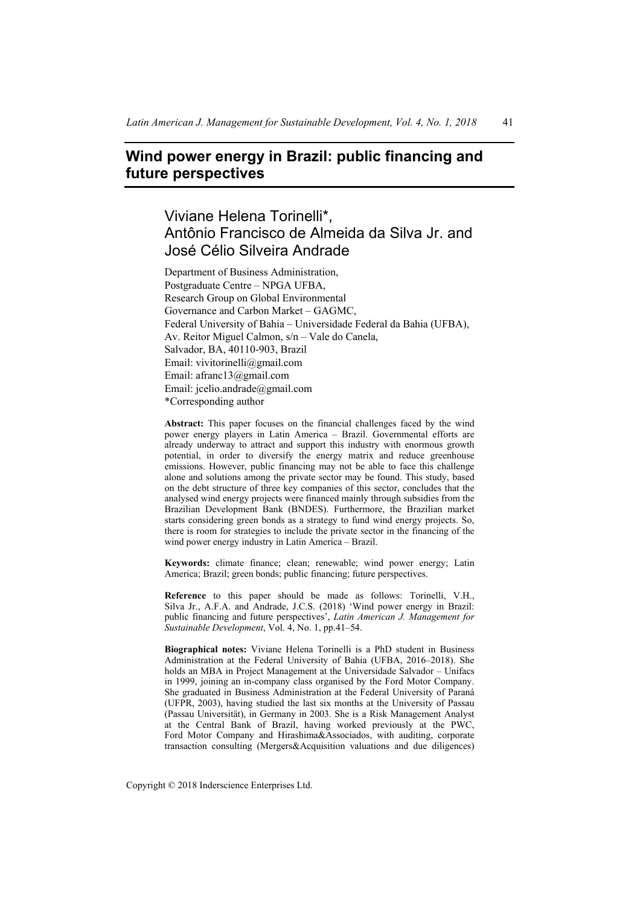# Wind power energy in Brazil: public financing and future perspectives

## Viviane Helena Torinelli*, Antônio Francisco de Almeida da Silva Jr. and José Célio Silveira Andrade

Department of Business Administration,
Postgraduate Centre – NPGA UFBA,
Research Group on Global Environmental
Governance and Carbon Market – GAGMC,
Federal University of Bahia – Universidade Federal da Bahia (UFBA),
Av. Reitor Miguel Calmon, s/n – Vale do Canela,
Salvador, BA, 40110-903, Brazil
Email: vivitorinelli@gmail.com
Email: afranc13@gmail.com
Email: jcelio.andrade@gmail.com
*Corresponding author

**Abstract:** This paper focuses on the financial challenges faced by the wind power energy players in Latin America – Brazil. Governmental efforts are already underway to attract and support this industry with enormous growth potential, in order to diversify the energy matrix and reduce greenhouse emissions. However, public financing may not be able to face this challenge alone and solutions among the private sector may be found. This study, based on the debt structure of three key companies of this sector, concludes that the analysed wind energy projects were financed mainly through subsidies from the Brazilian Development Bank (BNDES). Furthermore, the Brazilian market starts considering green bonds as a strategy to fund wind energy projects. So, there is room for strategies to include the private sector in the financing of the wind power energy industry in Latin America – Brazil.

**Keywords:** climate finance; clean; renewable; wind power energy; Latin America; Brazil; green bonds; public financing; future perspectives.

**Reference** to this paper should be made as follows: Torinelli, V.H., Silva Jr., A.F.A. and Andrade, J.C.S. (2018) 'Wind power energy in Brazil: public financing and future perspectives', *Latin American J. Management for Sustainable Development*, Vol. 4, No. 1, pp.41–54.

**Biographical notes:** Viviane Helena Torinelli is a PhD student in Business Administration at the Federal University of Bahia (UFBA, 2016–2018). She holds an MBA in Project Management at the Universidade Salvador – Unifacs in 1999, joining an in-company class organised by the Ford Motor Company. She graduated in Business Administration at the Federal University of Paraná (UFPR, 2003), having studied the last six months at the University of Passau (Passau Universität), in Germany in 2003. She is a Risk Management Analyst at the Central Bank of Brazil, having worked previously at the PWC, Ford Motor Company and Hirashima&Associados, with auditing, corporate transaction consulting (Mergers&Acquisition valuations and due diligences)

Copyright © 2018 Inderscience Enterprises Ltd.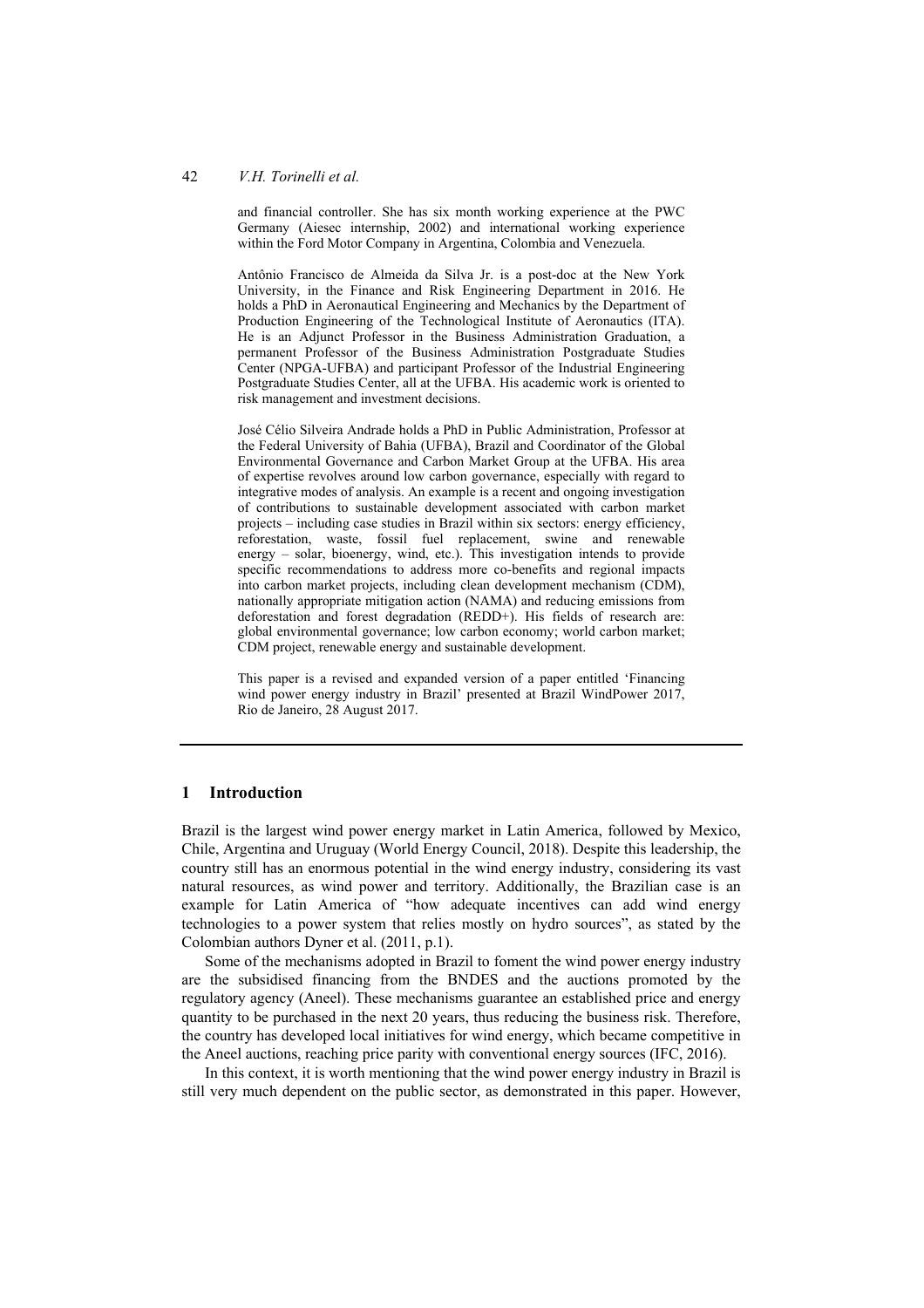and financial controller. She has six month working experience at the PWC Germany (Aiesec internship, 2002) and international working experience within the Ford Motor Company in Argentina, Colombia and Venezuela.

Antônio Francisco de Almeida da Silva Jr. is a post-doc at the New York University, in the Finance and Risk Engineering Department in 2016. He holds a PhD in Aeronautical Engineering and Mechanics by the Department of Production Engineering of the Technological Institute of Aeronautics (ITA). He is an Adjunct Professor in the Business Administration Graduation, a permanent Professor of the Business Administration Postgraduate Studies Center (NPGA-UFBA) and participant Professor of the Industrial Engineering Postgraduate Studies Center, all at the UFBA. His academic work is oriented to risk management and investment decisions.

José Célio Silveira Andrade holds a PhD in Public Administration, Professor at the Federal University of Bahia (UFBA), Brazil and Coordinator of the Global Environmental Governance and Carbon Market Group at the UFBA. His area of expertise revolves around low carbon governance, especially with regard to integrative modes of analysis. An example is a recent and ongoing investigation of contributions to sustainable development associated with carbon market projects – including case studies in Brazil within six sectors: energy efficiency, reforestation, waste, fossil fuel replacement, swine and renewable energy – solar, bioenergy, wind, etc.). This investigation intends to provide specific recommendations to address more co-benefits and regional impacts into carbon market projects, including clean development mechanism (CDM), nationally appropriate mitigation action (NAMA) and reducing emissions from deforestation and forest degradation (REDD+). His fields of research are: global environmental governance; low carbon economy; world carbon market; CDM project, renewable energy and sustainable development.

This paper is a revised and expanded version of a paper entitled 'Financing wind power energy industry in Brazil' presented at Brazil WindPower 2017, Rio de Janeiro, 28 August 2017.

## 1 Introduction

Brazil is the largest wind power energy market in Latin America, followed by Mexico, Chile, Argentina and Uruguay (World Energy Council, 2018). Despite this leadership, the country still has an enormous potential in the wind energy industry, considering its vast natural resources, as wind power and territory. Additionally, the Brazilian case is an example for Latin America of "how adequate incentives can add wind energy technologies to a power system that relies mostly on hydro sources", as stated by the Colombian authors Dyner et al. (2011, p.1).

Some of the mechanisms adopted in Brazil to foment the wind power energy industry are the subsidised financing from the BNDES and the auctions promoted by the regulatory agency (Aneel). These mechanisms guarantee an established price and energy quantity to be purchased in the next 20 years, thus reducing the business risk. Therefore, the country has developed local initiatives for wind energy, which became competitive in the Aneel auctions, reaching price parity with conventional energy sources (IFC, 2016).

In this context, it is worth mentioning that the wind power energy industry in Brazil is still very much dependent on the public sector, as demonstrated in this paper. However,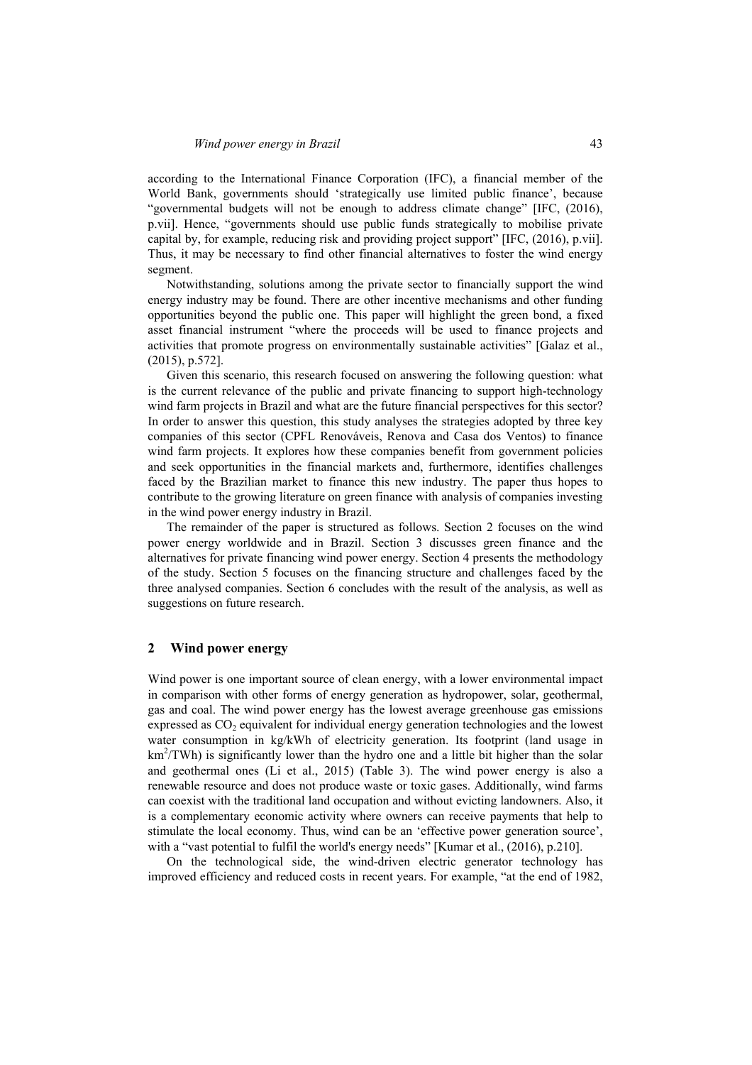according to the International Finance Corporation (IFC), a financial member of the World Bank, governments should 'strategically use limited public finance', because "governmental budgets will not be enough to address climate change" [IFC, (2016), p.vii]. Hence, "governments should use public funds strategically to mobilise private capital by, for example, reducing risk and providing project support" [IFC, (2016), p.vii]. Thus, it may be necessary to find other financial alternatives to foster the wind energy segment.

Notwithstanding, solutions among the private sector to financially support the wind energy industry may be found. There are other incentive mechanisms and other funding opportunities beyond the public one. This paper will highlight the green bond, a fixed asset financial instrument "where the proceeds will be used to finance projects and activities that promote progress on environmentally sustainable activities" [Galaz et al., (2015), p.572].

Given this scenario, this research focused on answering the following question: what is the current relevance of the public and private financing to support high-technology wind farm projects in Brazil and what are the future financial perspectives for this sector? In order to answer this question, this study analyses the strategies adopted by three key companies of this sector (CPFL Renováveis, Renova and Casa dos Ventos) to finance wind farm projects. It explores how these companies benefit from government policies and seek opportunities in the financial markets and, furthermore, identifies challenges faced by the Brazilian market to finance this new industry. The paper thus hopes to contribute to the growing literature on green finance with analysis of companies investing in the wind power energy industry in Brazil.

The remainder of the paper is structured as follows. Section 2 focuses on the wind power energy worldwide and in Brazil. Section 3 discusses green finance and the alternatives for private financing wind power energy. Section 4 presents the methodology of the study. Section 5 focuses on the financing structure and challenges faced by the three analysed companies. Section 6 concludes with the result of the analysis, as well as suggestions on future research.

## 2 Wind power energy

Wind power is one important source of clean energy, with a lower environmental impact in comparison with other forms of energy generation as hydropower, solar, geothermal, gas and coal. The wind power energy has the lowest average greenhouse gas emissions expressed as $CO_2$ equivalent for individual energy generation technologies and the lowest water consumption in kg/kWh of electricity generation. Its footprint (land usage in $km^2$/TWh) is significantly lower than the hydro one and a little bit higher than the solar and geothermal ones (Li et al., 2015) (Table 3). The wind power energy is also a renewable resource and does not produce waste or toxic gases. Additionally, wind farms can coexist with the traditional land occupation and without evicting landowners. Also, it is a complementary economic activity where owners can receive payments that help to stimulate the local economy. Thus, wind can be an 'effective power generation source', with a "vast potential to fulfil the world's energy needs" [Kumar et al., (2016), p.210].

On the technological side, the wind-driven electric generator technology has improved efficiency and reduced costs in recent years. For example, "at the end of 1982,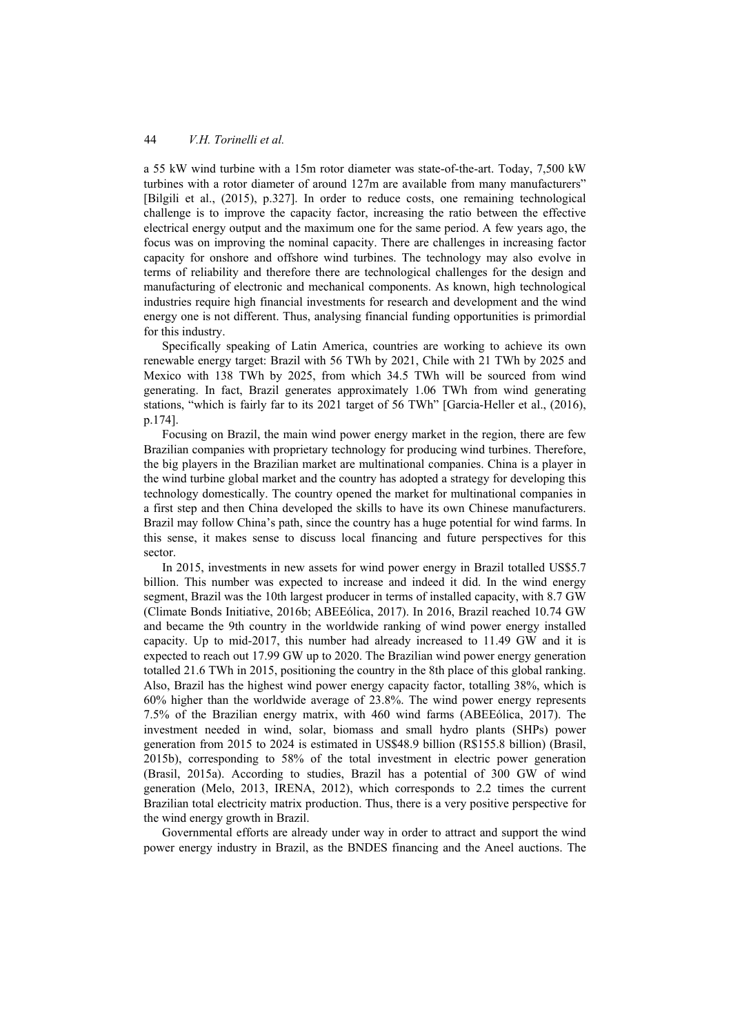a 55 kW wind turbine with a 15m rotor diameter was state-of-the-art. Today, 7,500 kW turbines with a rotor diameter of around 127m are available from many manufacturers" [Bilgili et al., (2015), p.327]. In order to reduce costs, one remaining technological challenge is to improve the capacity factor, increasing the ratio between the effective electrical energy output and the maximum one for the same period. A few years ago, the focus was on improving the nominal capacity. There are challenges in increasing factor capacity for onshore and offshore wind turbines. The technology may also evolve in terms of reliability and therefore there are technological challenges for the design and manufacturing of electronic and mechanical components. As known, high technological industries require high financial investments for research and development and the wind energy one is not different. Thus, analysing financial funding opportunities is primordial for this industry.

Specifically speaking of Latin America, countries are working to achieve its own renewable energy target: Brazil with 56 TWh by 2021, Chile with 21 TWh by 2025 and Mexico with 138 TWh by 2025, from which 34.5 TWh will be sourced from wind generating. In fact, Brazil generates approximately 1.06 TWh from wind generating stations, "which is fairly far to its 2021 target of 56 TWh" [Garcia-Heller et al., (2016), p.174].

Focusing on Brazil, the main wind power energy market in the region, there are few Brazilian companies with proprietary technology for producing wind turbines. Therefore, the big players in the Brazilian market are multinational companies. China is a player in the wind turbine global market and the country has adopted a strategy for developing this technology domestically. The country opened the market for multinational companies in a first step and then China developed the skills to have its own Chinese manufacturers. Brazil may follow China's path, since the country has a huge potential for wind farms. In this sense, it makes sense to discuss local financing and future perspectives for this sector.

In 2015, investments in new assets for wind power energy in Brazil totalled US$5.7 billion. This number was expected to increase and indeed it did. In the wind energy segment, Brazil was the 10th largest producer in terms of installed capacity, with 8.7 GW (Climate Bonds Initiative, 2016b; ABEEólica, 2017). In 2016, Brazil reached 10.74 GW and became the 9th country in the worldwide ranking of wind power energy installed capacity. Up to mid-2017, this number had already increased to 11.49 GW and it is expected to reach out 17.99 GW up to 2020. The Brazilian wind power energy generation totalled 21.6 TWh in 2015, positioning the country in the 8th place of this global ranking. Also, Brazil has the highest wind power energy capacity factor, totalling 38%, which is 60% higher than the worldwide average of 23.8%. The wind power energy represents 7.5% of the Brazilian energy matrix, with 460 wind farms (ABEEólica, 2017). The investment needed in wind, solar, biomass and small hydro plants (SHPs) power generation from 2015 to 2024 is estimated in US$48.9 billion (R$155.8 billion) (Brasil, 2015b), corresponding to 58% of the total investment in electric power generation (Brasil, 2015a). According to studies, Brazil has a potential of 300 GW of wind generation (Melo, 2013, IRENA, 2012), which corresponds to 2.2 times the current Brazilian total electricity matrix production. Thus, there is a very positive perspective for the wind energy growth in Brazil.

Governmental efforts are already under way in order to attract and support the wind power energy industry in Brazil, as the BNDES financing and the Aneel auctions. The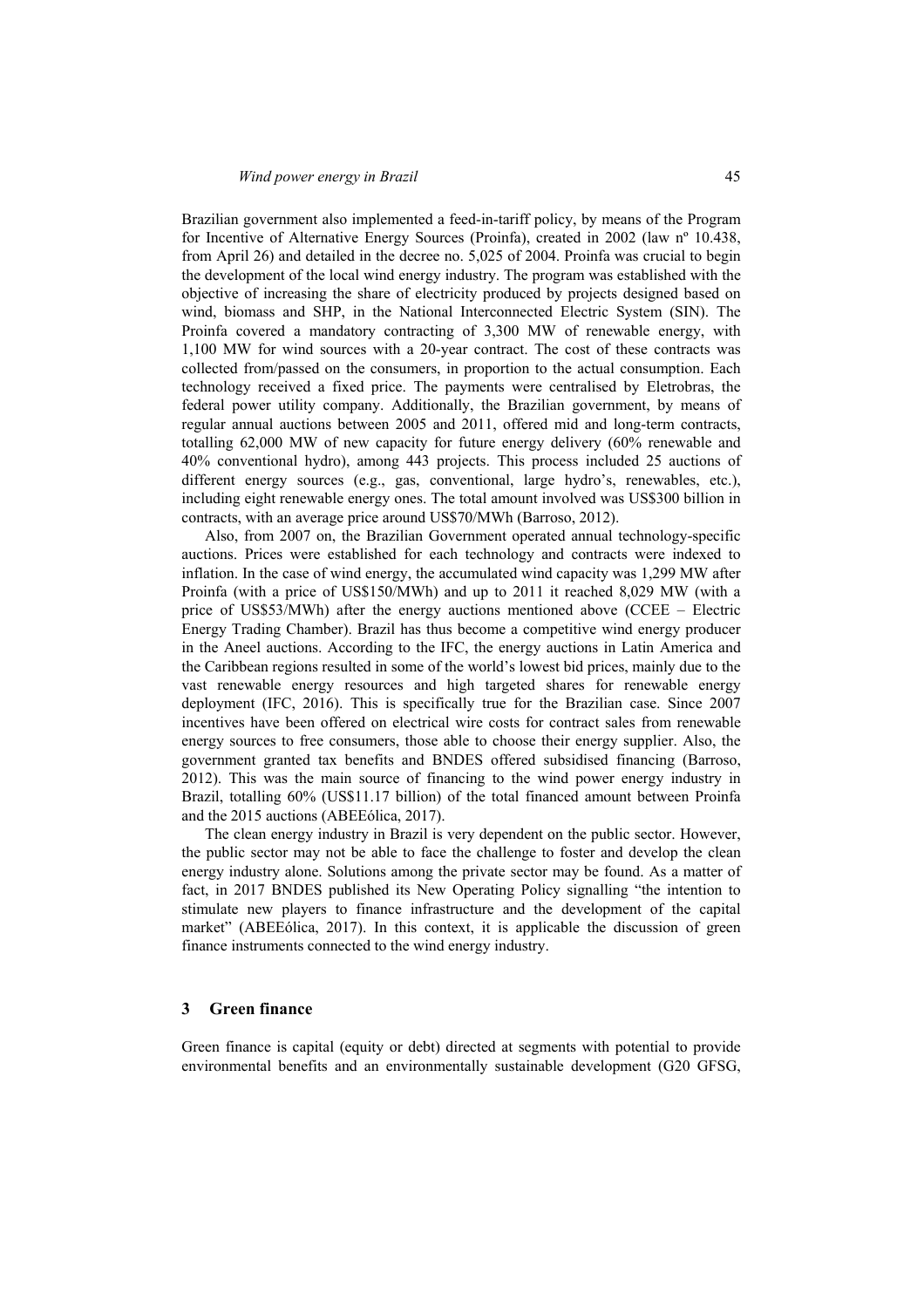Brazilian government also implemented a feed-in-tariff policy, by means of the Program for Incentive of Alternative Energy Sources (Proinfa), created in 2002 (law nº 10.438, from April 26) and detailed in the decree no. 5,025 of 2004. Proinfa was crucial to begin the development of the local wind energy industry. The program was established with the objective of increasing the share of electricity produced by projects designed based on wind, biomass and SHP, in the National Interconnected Electric System (SIN). The Proinfa covered a mandatory contracting of 3,300 MW of renewable energy, with 1,100 MW for wind sources with a 20-year contract. The cost of these contracts was collected from/passed on the consumers, in proportion to the actual consumption. Each technology received a fixed price. The payments were centralised by Eletrobras, the federal power utility company. Additionally, the Brazilian government, by means of regular annual auctions between 2005 and 2011, offered mid and long-term contracts, totalling 62,000 MW of new capacity for future energy delivery (60% renewable and 40% conventional hydro), among 443 projects. This process included 25 auctions of different energy sources (e.g., gas, conventional, large hydro's, renewables, etc.), including eight renewable energy ones. The total amount involved was US$300 billion in contracts, with an average price around US$70/MWh (Barroso, 2012).

Also, from 2007 on, the Brazilian Government operated annual technology-specific auctions. Prices were established for each technology and contracts were indexed to inflation. In the case of wind energy, the accumulated wind capacity was 1,299 MW after Proinfa (with a price of US$150/MWh) and up to 2011 it reached 8,029 MW (with a price of US$53/MWh) after the energy auctions mentioned above (CCEE – Electric Energy Trading Chamber). Brazil has thus become a competitive wind energy producer in the Aneel auctions. According to the IFC, the energy auctions in Latin America and the Caribbean regions resulted in some of the world's lowest bid prices, mainly due to the vast renewable energy resources and high targeted shares for renewable energy deployment (IFC, 2016). This is specifically true for the Brazilian case. Since 2007 incentives have been offered on electrical wire costs for contract sales from renewable energy sources to free consumers, those able to choose their energy supplier. Also, the government granted tax benefits and BNDES offered subsidised financing (Barroso, 2012). This was the main source of financing to the wind power energy industry in Brazil, totalling 60% (US$11.17 billion) of the total financed amount between Proinfa and the 2015 auctions (ABEEólica, 2017).

The clean energy industry in Brazil is very dependent on the public sector. However, the public sector may not be able to face the challenge to foster and develop the clean energy industry alone. Solutions among the private sector may be found. As a matter of fact, in 2017 BNDES published its New Operating Policy signalling "the intention to stimulate new players to finance infrastructure and the development of the capital market" (ABEEólica, 2017). In this context, it is applicable the discussion of green finance instruments connected to the wind energy industry.

## 3 Green finance

Green finance is capital (equity or debt) directed at segments with potential to provide environmental benefits and an environmentally sustainable development (G20 GFSG,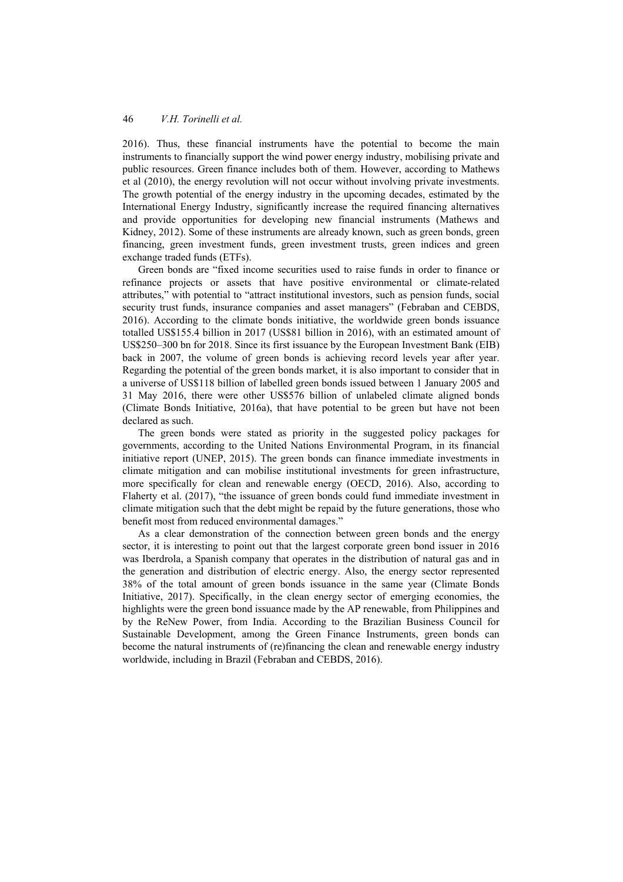2016). Thus, these financial instruments have the potential to become the main instruments to financially support the wind power energy industry, mobilising private and public resources. Green finance includes both of them. However, according to Mathews et al (2010), the energy revolution will not occur without involving private investments. The growth potential of the energy industry in the upcoming decades, estimated by the International Energy Industry, significantly increase the required financing alternatives and provide opportunities for developing new financial instruments (Mathews and Kidney, 2012). Some of these instruments are already known, such as green bonds, green financing, green investment funds, green investment trusts, green indices and green exchange traded funds (ETFs).

Green bonds are "fixed income securities used to raise funds in order to finance or refinance projects or assets that have positive environmental or climate-related attributes," with potential to "attract institutional investors, such as pension funds, social security trust funds, insurance companies and asset managers" (Febraban and CEBDS, 2016). According to the climate bonds initiative, the worldwide green bonds issuance totalled US$155.4 billion in 2017 (US$81 billion in 2016), with an estimated amount of US$250–300 bn for 2018. Since its first issuance by the European Investment Bank (EIB) back in 2007, the volume of green bonds is achieving record levels year after year. Regarding the potential of the green bonds market, it is also important to consider that in a universe of US$118 billion of labelled green bonds issued between 1 January 2005 and 31 May 2016, there were other US$576 billion of unlabeled climate aligned bonds (Climate Bonds Initiative, 2016a), that have potential to be green but have not been declared as such.

The green bonds were stated as priority in the suggested policy packages for governments, according to the United Nations Environmental Program, in its financial initiative report (UNEP, 2015). The green bonds can finance immediate investments in climate mitigation and can mobilise institutional investments for green infrastructure, more specifically for clean and renewable energy (OECD, 2016). Also, according to Flaherty et al. (2017), "the issuance of green bonds could fund immediate investment in climate mitigation such that the debt might be repaid by the future generations, those who benefit most from reduced environmental damages."

As a clear demonstration of the connection between green bonds and the energy sector, it is interesting to point out that the largest corporate green bond issuer in 2016 was Iberdrola, a Spanish company that operates in the distribution of natural gas and in the generation and distribution of electric energy. Also, the energy sector represented 38% of the total amount of green bonds issuance in the same year (Climate Bonds Initiative, 2017). Specifically, in the clean energy sector of emerging economies, the highlights were the green bond issuance made by the AP renewable, from Philippines and by the ReNew Power, from India. According to the Brazilian Business Council for Sustainable Development, among the Green Finance Instruments, green bonds can become the natural instruments of (re)financing the clean and renewable energy industry worldwide, including in Brazil (Febraban and CEBDS, 2016).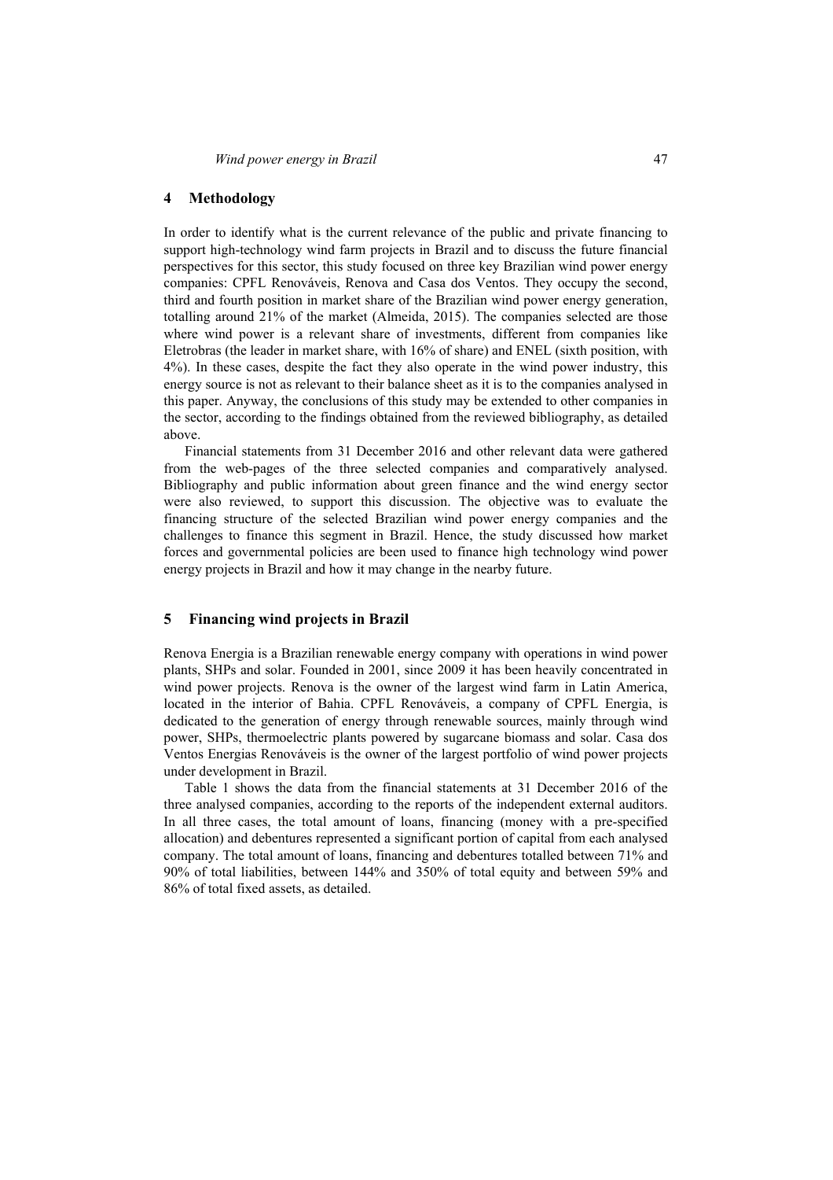## 4 Methodology

In order to identify what is the current relevance of the public and private financing to support high-technology wind farm projects in Brazil and to discuss the future financial perspectives for this sector, this study focused on three key Brazilian wind power energy companies: CPFL Renováveis, Renova and Casa dos Ventos. They occupy the second, third and fourth position in market share of the Brazilian wind power energy generation, totalling around 21% of the market (Almeida, 2015). The companies selected are those where wind power is a relevant share of investments, different from companies like Eletrobras (the leader in market share, with 16% of share) and ENEL (sixth position, with 4%). In these cases, despite the fact they also operate in the wind power industry, this energy source is not as relevant to their balance sheet as it is to the companies analysed in this paper. Anyway, the conclusions of this study may be extended to other companies in the sector, according to the findings obtained from the reviewed bibliography, as detailed above.

Financial statements from 31 December 2016 and other relevant data were gathered from the web-pages of the three selected companies and comparatively analysed. Bibliography and public information about green finance and the wind energy sector were also reviewed, to support this discussion. The objective was to evaluate the financing structure of the selected Brazilian wind power energy companies and the challenges to finance this segment in Brazil. Hence, the study discussed how market forces and governmental policies are been used to finance high technology wind power energy projects in Brazil and how it may change in the nearby future.

## 5 Financing wind projects in Brazil

Renova Energia is a Brazilian renewable energy company with operations in wind power plants, SHPs and solar. Founded in 2001, since 2009 it has been heavily concentrated in wind power projects. Renova is the owner of the largest wind farm in Latin America, located in the interior of Bahia. CPFL Renováveis, a company of CPFL Energia, is dedicated to the generation of energy through renewable sources, mainly through wind power, SHPs, thermoelectric plants powered by sugarcane biomass and solar. Casa dos Ventos Energias Renováveis is the owner of the largest portfolio of wind power projects under development in Brazil.

Table 1 shows the data from the financial statements at 31 December 2016 of the three analysed companies, according to the reports of the independent external auditors. In all three cases, the total amount of loans, financing (money with a pre-specified allocation) and debentures represented a significant portion of capital from each analysed company. The total amount of loans, financing and debentures totalled between 71% and 90% of total liabilities, between 144% and 350% of total equity and between 59% and 86% of total fixed assets, as detailed.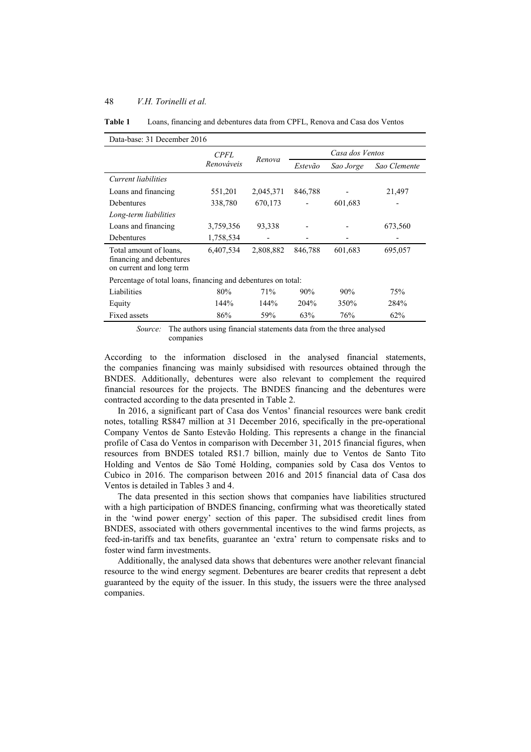**Table 1** Loans, financing and debentures data from CPFL, Renova and Casa dos Ventos

| Data-base: 31 December 2016 | | | | | |
|---|---|---|---|---|---|
| | *CPFL Renováveis* | *Renova* | *Casa dos Ventos* | | |
| | | | *Estevão* | *Sao Jorge* | *Sao Clemente* |
| *Current liabilities* | | | | | |
| Loans and financing | 551,201 | 2,045,371 | 846,788 | - | 21,497 |
| Debentures | 338,780 | 670,173 | - | 601,683 | - |
| *Long-term liabilities* | | | | | |
| Loans and financing | 3,759,356 | 93,338 | - | - | 673,560 |
| Debentures | 1,758,534 | - | - | - | - |
| Total amount of loans, financing and debentures on current and long term | 6,407,534 | 2,808,882 | 846,788 | 601,683 | 695,057 |
| Percentage of total loans, financing and debentures on total: | | | | | |
| Liabilities | 80% | 71% | 90% | 90% | 75% |
| Equity | 144% | 144% | 204% | 350% | 284% |
| Fixed assets | 86% | 59% | 63% | 76% | 62% |

*Source:* The authors using financial statements data from the three analysed companies

According to the information disclosed in the analysed financial statements, the companies financing was mainly subsidised with resources obtained through the BNDES. Additionally, debentures were also relevant to complement the required financial resources for the projects. The BNDES financing and the debentures were contracted according to the data presented in Table 2.

In 2016, a significant part of Casa dos Ventos' financial resources were bank credit notes, totalling R$847 million at 31 December 2016, specifically in the pre-operational Company Ventos de Santo Estevão Holding. This represents a change in the financial profile of Casa do Ventos in comparison with December 31, 2015 financial figures, when resources from BNDES totaled R$1.7 billion, mainly due to Ventos de Santo Tito Holding and Ventos de São Tomé Holding, companies sold by Casa dos Ventos to Cubico in 2016. The comparison between 2016 and 2015 financial data of Casa dos Ventos is detailed in Tables 3 and 4.

The data presented in this section shows that companies have liabilities structured with a high participation of BNDES financing, confirming what was theoretically stated in the 'wind power energy' section of this paper. The subsidised credit lines from BNDES, associated with others governmental incentives to the wind farms projects, as feed-in-tariffs and tax benefits, guarantee an 'extra' return to compensate risks and to foster wind farm investments.

Additionally, the analysed data shows that debentures were another relevant financial resource to the wind energy segment. Debentures are bearer credits that represent a debt guaranteed by the equity of the issuer. In this study, the issuers were the three analysed companies.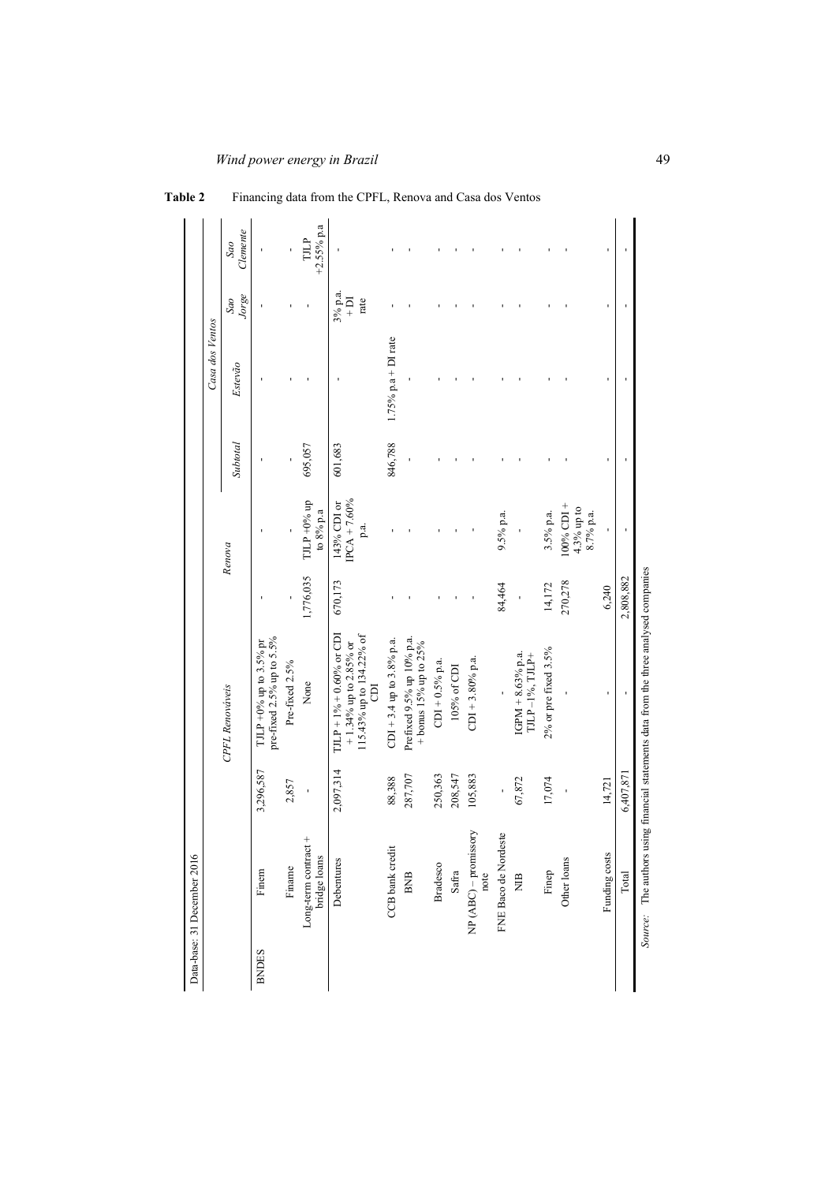**Table 2** Financing data from the CPFL, Renova and Casa dos Ventos

Data-base: 31 December 2016

| | | *CPFL Renováveis* | | *Renova* | | | *Casa dos Ventos* | | |
|---|---|---|---|---|---|---|---|---|---|
| | | | | | | *Subtotal* | *Estevão* | *Sao Jorge* | *Sao Clemente* |
| BNDES | Finem | 3,296,587 | TJLP +0% up to 3.5% pr pre-fixed 2.5% up to 5.5% | - | - | - | - | - | - |
| | Finame | 2,857 | Pre-fixed 2.5% | - | - | - | - | - | - |
| | Long-term contract + bridge loans | - | None | 1,776,035 | TJLP +0% up to 8% p.a | 695,057 | - | - | TJLP +2.55% p.a |
| | Debentures | 2,097,314 | TJLP + 1% + 0.60% or CDI + 1.34% up to 2.85% or 115.43% up to 134.22% of CDI | 670,173 | 143% CDI or IPCA + 7.60% p.a. | 601,683 | - | 3% p.a. + DI rate | - |
| | CCB bank credit | 88,388 | CDI + 3,4 up to 3.8% p.a. | - | - | 846,788 | 1.75% p.a + DI rate | - | - |
| | BNB | 287,707 | Prefixed 9.5% up 10% p.a. + bonus 15% up to 25% | - | - | - | - | - | - |
| | Bradesco | 250,363 | CDI + 0.5% p.a. | - | - | - | - | - | - |
| | Safra | 208,547 | 105% of CDI | - | - | - | - | - | - |
| | NP (ABC) – promissory note | 105,883 | CDI + 3.80% p.a. | - | - | - | - | - | - |
| | FNE Baco de Nordeste | - | - | 84,464 | 9.5% p.a. | - | - | - | - |
| | NIB | 67,872 | IGPM + 8.63% p.a. TJLP –1%, TJLP+ | - | - | - | - | - | - |
| | Finep | 17,074 | 2% or pre fixed 3.5% | 14,172 | 3.5% p.a. | - | - | - | - |
| | Other loans | - | - | 270,278 | 100% CDI + 4.3% up to 8.7% p.a. | - | - | - | - |
| | Funding costs | 14,721 | - | 6,240 | - | - | - | - | - |
| | Total | 6,407,871 | - | 2,808,882 | - | - | - | - | - |

*Source:* The authors using financial statements data from the three analysed companies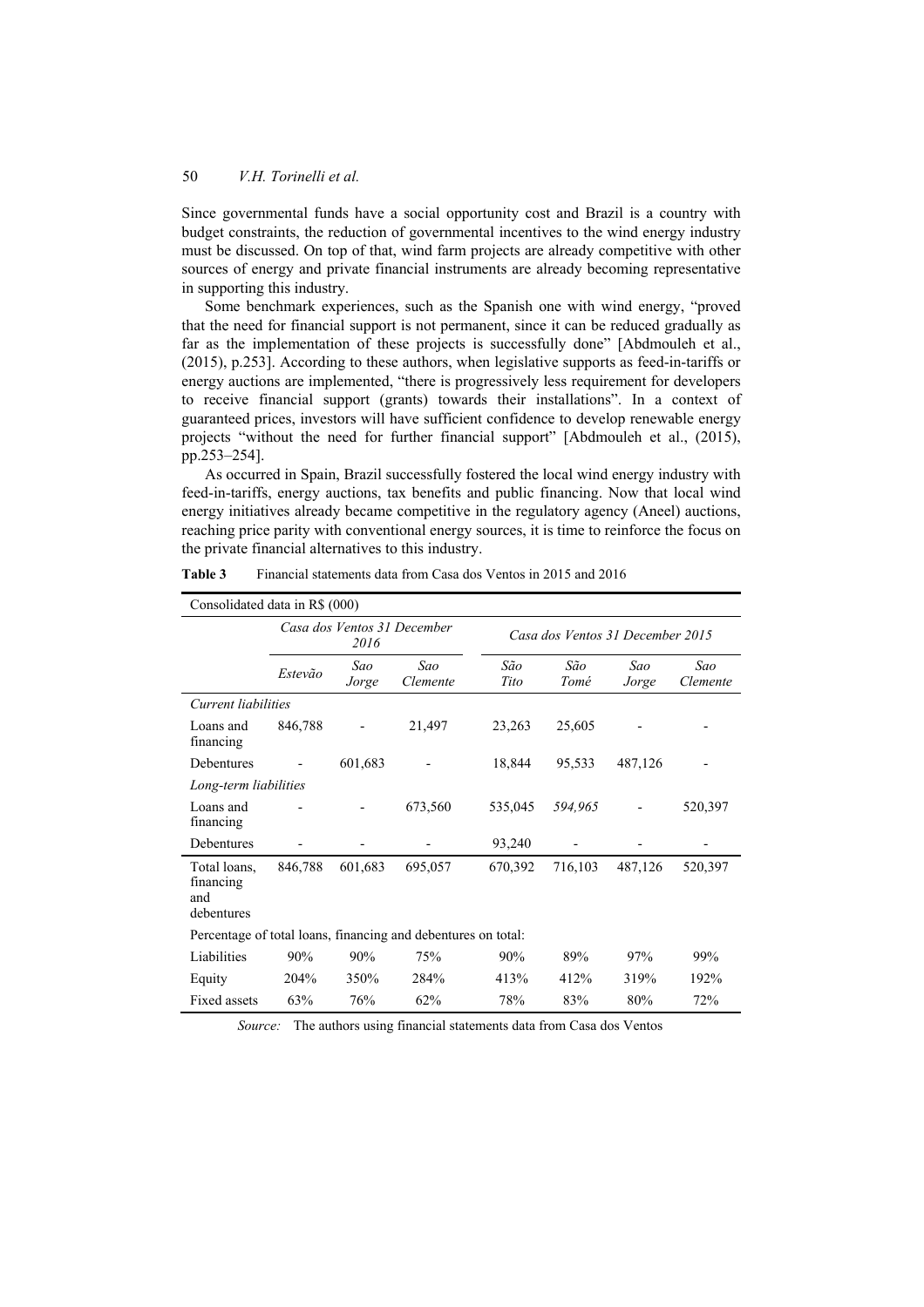Since governmental funds have a social opportunity cost and Brazil is a country with budget constraints, the reduction of governmental incentives to the wind energy industry must be discussed. On top of that, wind farm projects are already competitive with other sources of energy and private financial instruments are already becoming representative in supporting this industry.

Some benchmark experiences, such as the Spanish one with wind energy, "proved that the need for financial support is not permanent, since it can be reduced gradually as far as the implementation of these projects is successfully done" [Abdmouleh et al., (2015), p.253]. According to these authors, when legislative supports as feed-in-tariffs or energy auctions are implemented, "there is progressively less requirement for developers to receive financial support (grants) towards their installations". In a context of guaranteed prices, investors will have sufficient confidence to develop renewable energy projects "without the need for further financial support" [Abdmouleh et al., (2015), pp.253–254].

As occurred in Spain, Brazil successfully fostered the local wind energy industry with feed-in-tariffs, energy auctions, tax benefits and public financing. Now that local wind energy initiatives already became competitive in the regulatory agency (Aneel) auctions, reaching price parity with conventional energy sources, it is time to reinforce the focus on the private financial alternatives to this industry.

**Table 3** Financial statements data from Casa dos Ventos in 2015 and 2016

| Consolidated data in R$ (000) | | | | | | | |
|---|---|---|---|---|---|---|---|
| | *Casa dos Ventos 31 December 2016* | | | *Casa dos Ventos 31 December 2015* | | | |
| | *Estevão* | *Sao Jorge* | *Sao Clemente* | *São Tito* | *São Tomé* | *Sao Jorge* | *Sao Clemente* |
| *Current liabilities* | | | | | | | |
| Loans and financing | 846,788 | - | 21,497 | 23,263 | 25,605 | - | - |
| Debentures | - | 601,683 | - | 18,844 | 95,533 | 487,126 | - |
| *Long-term liabilities* | | | | | | | |
| Loans and financing | - | - | 673,560 | 535,045 | *594,965* | - | 520,397 |
| Debentures | - | - | - | 93,240 | - | - | - |
| Total loans, financing and debentures | 846,788 | 601,683 | 695,057 | 670,392 | 716,103 | 487,126 | 520,397 |
| Percentage of total loans, financing and debentures on total: | | | | | | | |
| Liabilities | 90% | 90% | 75% | 90% | 89% | 97% | 99% |
| Equity | 204% | 350% | 284% | 413% | 412% | 319% | 192% |
| Fixed assets | 63% | 76% | 62% | 78% | 83% | 80% | 72% |

*Source:* The authors using financial statements data from Casa dos Ventos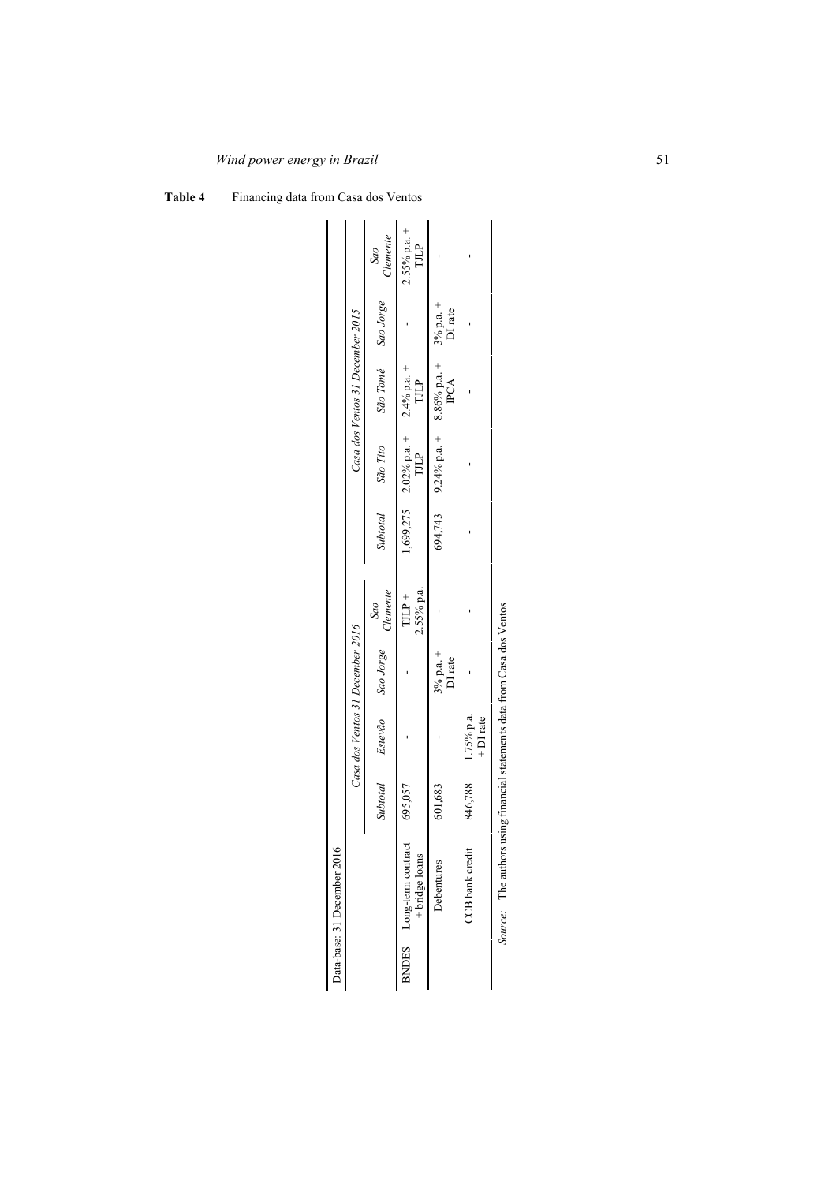**Table 4** Financing data from Casa dos Ventos

| Data-base: 31 December 2016 | | Casa dos Ventos 31 December 2016 | | | | Casa dos Ventos 31 December 2015 | | | | |
|---|---|---|---|---|---|---|---|---|---|---|
| | | *Subtotal* | *Estevão* | *Sao Jorge* | *Sao Clemente* | *Subtotal* | *São Tito* | *São Tomé* | *Sao Jorge* | *Sao Clemente* |
| BNDES | Long-term contract + bridge loans | 695,057 | - | - | TJLP + 2.55% p.a. | 1,699,275 | 2.02% p.a. + TJLP | 2.4% p.a. + TJLP | - | 2.55% p.a. + TJLP |
| | Debentures | 601,683 | - | 3% p.a. + DI rate | - | 694,743 | 9.24% p.a. + | 8.86% p.a. + IPCA | 3% p.a. + DI rate | - |
| | CCB bank credit | 846,788 | 1.75% p.a. + DI rate | - | - | - | - | - | - | - |

*Source:* The authors using financial statements data from Casa dos Ventos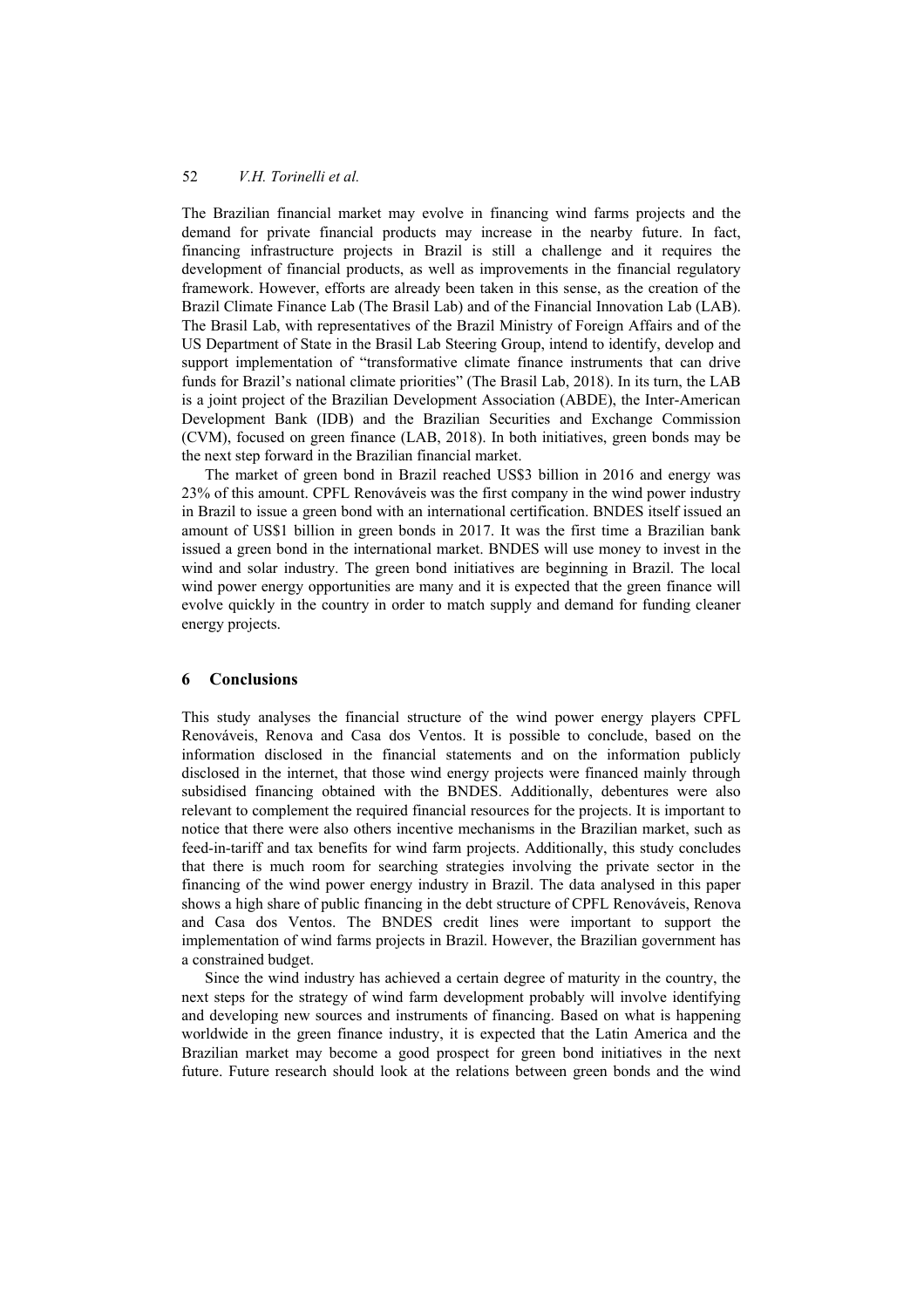The Brazilian financial market may evolve in financing wind farms projects and the demand for private financial products may increase in the nearby future. In fact, financing infrastructure projects in Brazil is still a challenge and it requires the development of financial products, as well as improvements in the financial regulatory framework. However, efforts are already been taken in this sense, as the creation of the Brazil Climate Finance Lab (The Brasil Lab) and of the Financial Innovation Lab (LAB). The Brasil Lab, with representatives of the Brazil Ministry of Foreign Affairs and of the US Department of State in the Brasil Lab Steering Group, intend to identify, develop and support implementation of "transformative climate finance instruments that can drive funds for Brazil's national climate priorities" (The Brasil Lab, 2018). In its turn, the LAB is a joint project of the Brazilian Development Association (ABDE), the Inter-American Development Bank (IDB) and the Brazilian Securities and Exchange Commission (CVM), focused on green finance (LAB, 2018). In both initiatives, green bonds may be the next step forward in the Brazilian financial market.

The market of green bond in Brazil reached US$3 billion in 2016 and energy was 23% of this amount. CPFL Renováveis was the first company in the wind power industry in Brazil to issue a green bond with an international certification. BNDES itself issued an amount of US$1 billion in green bonds in 2017. It was the first time a Brazilian bank issued a green bond in the international market. BNDES will use money to invest in the wind and solar industry. The green bond initiatives are beginning in Brazil. The local wind power energy opportunities are many and it is expected that the green finance will evolve quickly in the country in order to match supply and demand for funding cleaner energy projects.

## 6 Conclusions

This study analyses the financial structure of the wind power energy players CPFL Renováveis, Renova and Casa dos Ventos. It is possible to conclude, based on the information disclosed in the financial statements and on the information publicly disclosed in the internet, that those wind energy projects were financed mainly through subsidised financing obtained with the BNDES. Additionally, debentures were also relevant to complement the required financial resources for the projects. It is important to notice that there were also others incentive mechanisms in the Brazilian market, such as feed-in-tariff and tax benefits for wind farm projects. Additionally, this study concludes that there is much room for searching strategies involving the private sector in the financing of the wind power energy industry in Brazil. The data analysed in this paper shows a high share of public financing in the debt structure of CPFL Renováveis, Renova and Casa dos Ventos. The BNDES credit lines were important to support the implementation of wind farms projects in Brazil. However, the Brazilian government has a constrained budget.

Since the wind industry has achieved a certain degree of maturity in the country, the next steps for the strategy of wind farm development probably will involve identifying and developing new sources and instruments of financing. Based on what is happening worldwide in the green finance industry, it is expected that the Latin America and the Brazilian market may become a good prospect for green bond initiatives in the next future. Future research should look at the relations between green bonds and the wind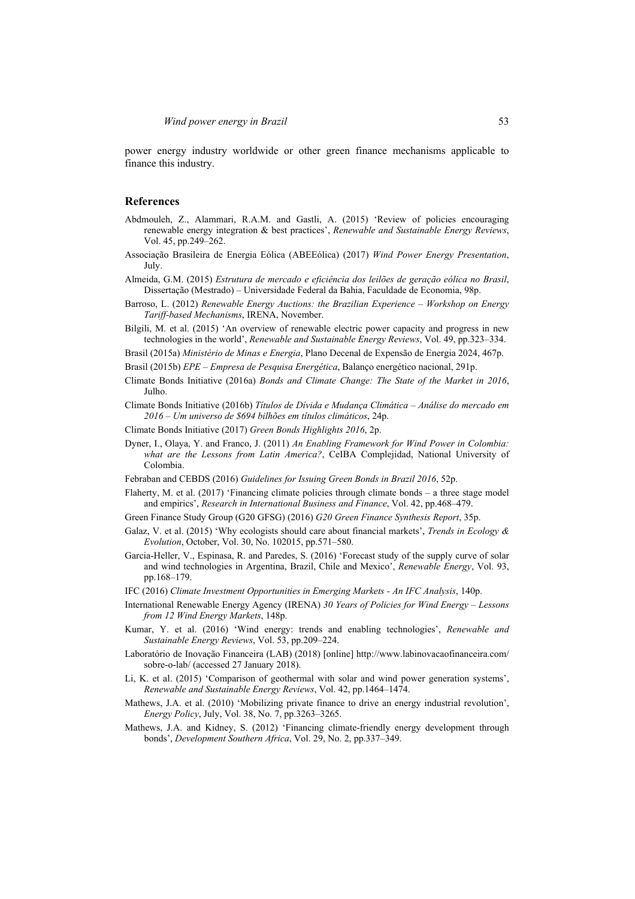power energy industry worldwide or other green finance mechanisms applicable to finance this industry.

## References

Abdmouleh, Z., Alammari, R.A.M. and Gastli, A. (2015) 'Review of policies encouraging renewable energy integration & best practices', *Renewable and Sustainable Energy Reviews*, Vol. 45, pp.249–262.

Associação Brasileira de Energia Eólica (ABEEólica) (2017) *Wind Power Energy Presentation*, July.

Almeida, G.M. (2015) *Estrutura de mercado e eficiência dos leilões de geração eólica no Brasil*, Dissertação (Mestrado) – Universidade Federal da Bahia, Faculdade de Economia, 98p.

Barroso, L. (2012) *Renewable Energy Auctions: the Brazilian Experience – Workshop on Energy Tariff-based Mechanisms*, IRENA, November.

Bilgili, M. et al. (2015) 'An overview of renewable electric power capacity and progress in new technologies in the world', *Renewable and Sustainable Energy Reviews*, Vol. 49, pp.323–334.

Brasil (2015a) *Ministério de Minas e Energia*, Plano Decenal de Expensão de Energia 2024, 467p.

Brasil (2015b) *EPE – Empresa de Pesquisa Energética*, Balanço energético nacional, 291p.

Climate Bonds Initiative (2016a) *Bonds and Climate Change: The State of the Market in 2016*, Julho.

Climate Bonds Initiative (2016b) *Títulos de Dívida e Mudança Climática – Análise do mercado em 2016 – Um universo de $694 bilhões em títulos climáticos*, 24p.

Climate Bonds Initiative (2017) *Green Bonds Highlights 2016*, 2p.

Dyner, I., Olaya, Y. and Franco, J. (2011) *An Enabling Framework for Wind Power in Colombia: what are the Lessons from Latin America?*, CeIBA Complejidad, National University of Colombia.

Febraban and CEBDS (2016) *Guidelines for Issuing Green Bonds in Brazil 2016*, 52p.

Flaherty, M. et al. (2017) 'Financing climate policies through climate bonds – a three stage model and empirics', *Research in International Business and Finance*, Vol. 42, pp.468–479.

Green Finance Study Group (G20 GFSG) (2016) *G20 Green Finance Synthesis Report*, 35p.

Galaz, V. et al. (2015) 'Why ecologists should care about financial markets', *Trends in Ecology & Evolution*, October, Vol. 30, No. 102015, pp.571–580.

Garcia-Heller, V., Espinasa, R. and Paredes, S. (2016) 'Forecast study of the supply curve of solar and wind technologies in Argentina, Brazil, Chile and Mexico', *Renewable Energy*, Vol. 93, pp.168–179.

IFC (2016) *Climate Investment Opportunities in Emerging Markets - An IFC Analysis*, 140p.

International Renewable Energy Agency (IRENA) *30 Years of Policies for Wind Energy – Lessons from 12 Wind Energy Markets*, 148p.

Kumar, Y. et al. (2016) 'Wind energy: trends and enabling technologies', *Renewable and Sustainable Energy Reviews*, Vol. 53, pp.209–224.

Laboratório de Inovação Financeira (LAB) (2018) [online] http://www.labinovacaofinanceira.com/sobre-o-lab/ (accessed 27 January 2018).

Li, K. et al. (2015) 'Comparison of geothermal with solar and wind power generation systems', *Renewable and Sustainable Energy Reviews*, Vol. 42, pp.1464–1474.

Mathews, J.A. et al. (2010) 'Mobilizing private finance to drive an energy industrial revolution', *Energy Policy*, July, Vol. 38, No. 7, pp.3263–3265.

Mathews, J.A. and Kidney, S. (2012) 'Financing climate-friendly energy development through bonds', *Development Southern Africa*, Vol. 29, No. 2, pp.337–349.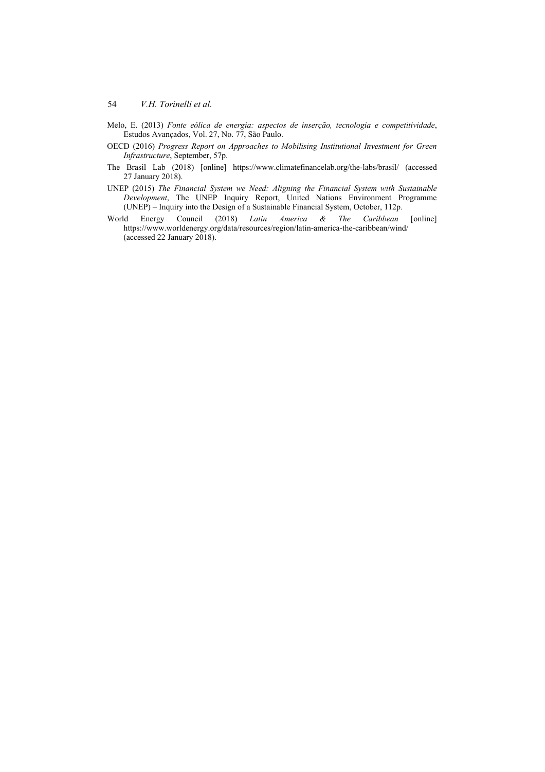Melo, E. (2013) *Fonte eólica de energia: aspectos de inserção, tecnologia e competitividade*, Estudos Avançados, Vol. 27, No. 77, São Paulo.

OECD (2016) *Progress Report on Approaches to Mobilising Institutional Investment for Green Infrastructure*, September, 57p.

The Brasil Lab (2018) [online] https://www.climatefinancelab.org/the-labs/brasil/ (accessed 27 January 2018).

UNEP (2015) *The Financial System we Need: Aligning the Financial System with Sustainable Development*, The UNEP Inquiry Report, United Nations Environment Programme (UNEP) – Inquiry into the Design of a Sustainable Financial System, October, 112p.

World Energy Council (2018) *Latin America & The Caribbean* [online] https://www.worldenergy.org/data/resources/region/latin-america-the-caribbean/wind/ (accessed 22 January 2018).